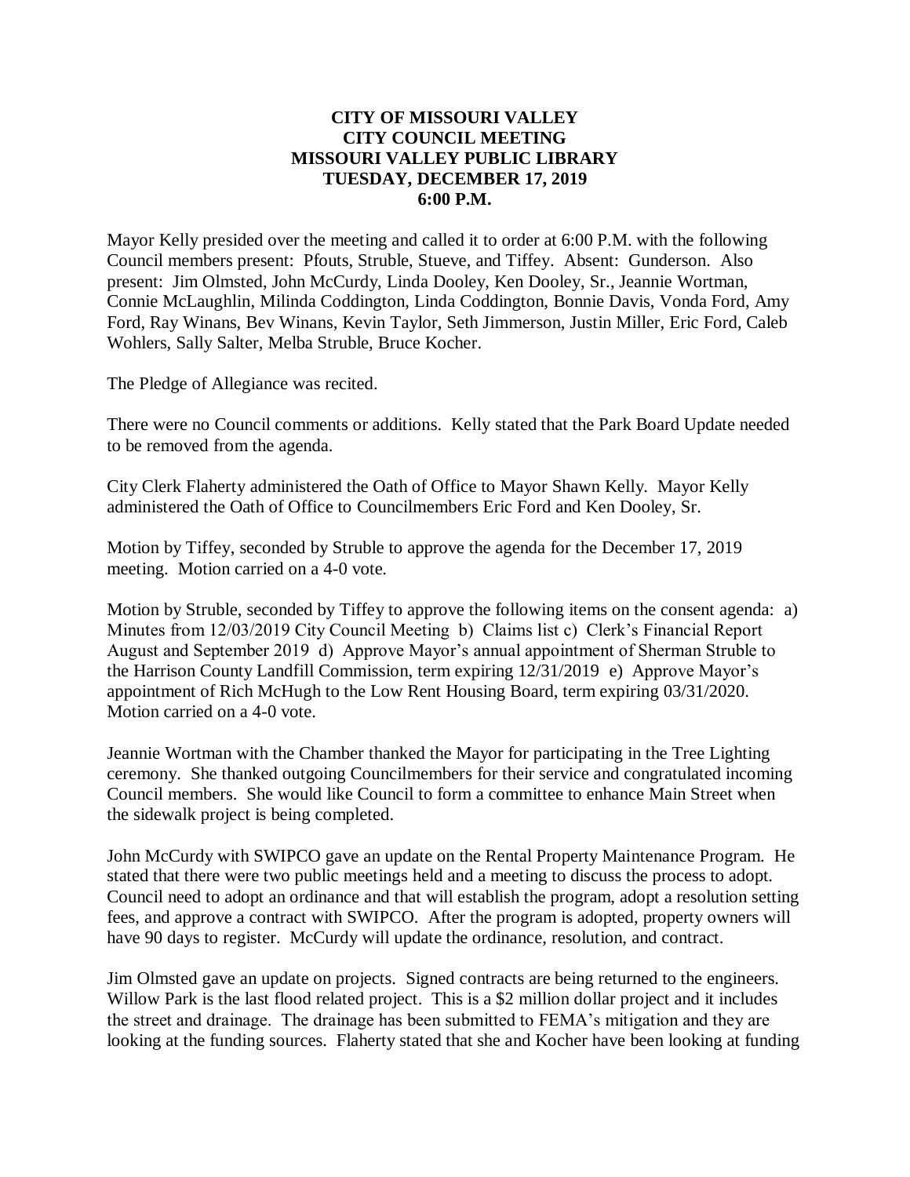**CITY OF MISSOURI VALLEY**
**CITY COUNCIL MEETING**
**MISSOURI VALLEY PUBLIC LIBRARY**
**TUESDAY, DECEMBER 17, 2019**
**6:00 P.M.**

Mayor Kelly presided over the meeting and called it to order at 6:00 P.M. with the following Council members present: Pfouts, Struble, Stueve, and Tiffey. Absent: Gunderson. Also present: Jim Olmsted, John McCurdy, Linda Dooley, Ken Dooley, Sr., Jeannie Wortman, Connie McLaughlin, Milinda Coddington, Linda Coddington, Bonnie Davis, Vonda Ford, Amy Ford, Ray Winans, Bev Winans, Kevin Taylor, Seth Jimmerson, Justin Miller, Eric Ford, Caleb Wohlers, Sally Salter, Melba Struble, Bruce Kocher.

The Pledge of Allegiance was recited.

There were no Council comments or additions. Kelly stated that the Park Board Update needed to be removed from the agenda.

City Clerk Flaherty administered the Oath of Office to Mayor Shawn Kelly. Mayor Kelly administered the Oath of Office to Councilmembers Eric Ford and Ken Dooley, Sr.

Motion by Tiffey, seconded by Struble to approve the agenda for the December 17, 2019 meeting. Motion carried on a 4-0 vote.

Motion by Struble, seconded by Tiffey to approve the following items on the consent agenda: a) Minutes from 12/03/2019 City Council Meeting b) Claims list c) Clerk's Financial Report August and September 2019 d) Approve Mayor's annual appointment of Sherman Struble to the Harrison County Landfill Commission, term expiring 12/31/2019 e) Approve Mayor's appointment of Rich McHugh to the Low Rent Housing Board, term expiring 03/31/2020. Motion carried on a 4-0 vote.

Jeannie Wortman with the Chamber thanked the Mayor for participating in the Tree Lighting ceremony. She thanked outgoing Councilmembers for their service and congratulated incoming Council members. She would like Council to form a committee to enhance Main Street when the sidewalk project is being completed.

John McCurdy with SWIPCO gave an update on the Rental Property Maintenance Program. He stated that there were two public meetings held and a meeting to discuss the process to adopt. Council need to adopt an ordinance and that will establish the program, adopt a resolution setting fees, and approve a contract with SWIPCO. After the program is adopted, property owners will have 90 days to register. McCurdy will update the ordinance, resolution, and contract.

Jim Olmsted gave an update on projects. Signed contracts are being returned to the engineers. Willow Park is the last flood related project. This is a $2 million dollar project and it includes the street and drainage. The drainage has been submitted to FEMA's mitigation and they are looking at the funding sources. Flaherty stated that she and Kocher have been looking at funding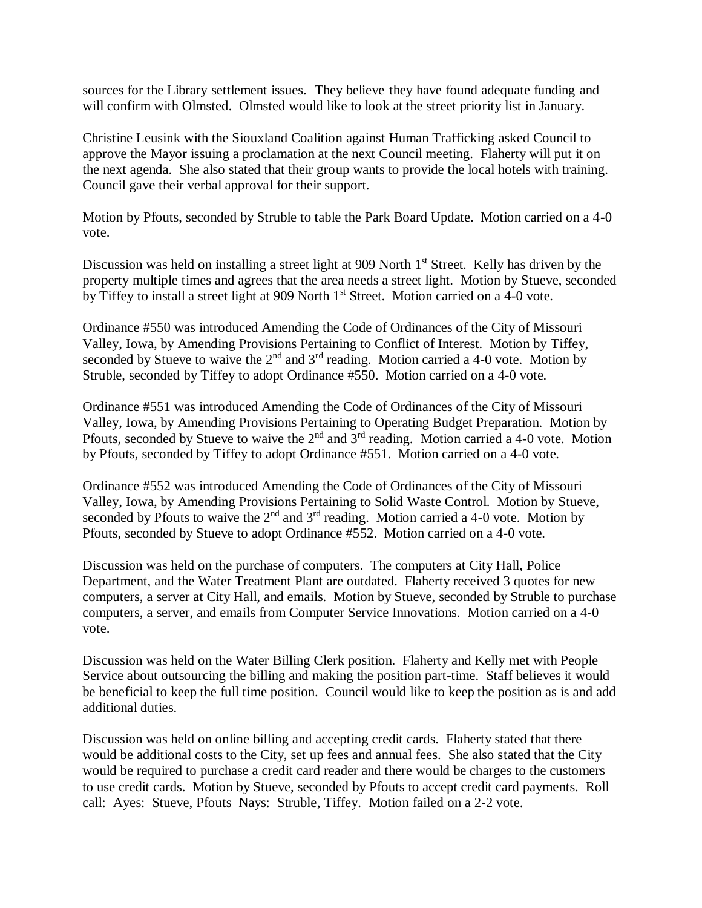sources for the Library settlement issues. They believe they have found adequate funding and will confirm with Olmsted. Olmsted would like to look at the street priority list in January.

Christine Leusink with the Siouxland Coalition against Human Trafficking asked Council to approve the Mayor issuing a proclamation at the next Council meeting. Flaherty will put it on the next agenda. She also stated that their group wants to provide the local hotels with training. Council gave their verbal approval for their support.

Motion by Pfouts, seconded by Struble to table the Park Board Update. Motion carried on a 4-0 vote.

Discussion was held on installing a street light at 909 North 1st Street. Kelly has driven by the property multiple times and agrees that the area needs a street light. Motion by Stueve, seconded by Tiffey to install a street light at 909 North 1st Street. Motion carried on a 4-0 vote.

Ordinance #550 was introduced Amending the Code of Ordinances of the City of Missouri Valley, Iowa, by Amending Provisions Pertaining to Conflict of Interest. Motion by Tiffey, seconded by Stueve to waive the 2nd and 3rd reading. Motion carried a 4-0 vote. Motion by Struble, seconded by Tiffey to adopt Ordinance #550. Motion carried on a 4-0 vote.

Ordinance #551 was introduced Amending the Code of Ordinances of the City of Missouri Valley, Iowa, by Amending Provisions Pertaining to Operating Budget Preparation. Motion by Pfouts, seconded by Stueve to waive the 2nd and 3rd reading. Motion carried a 4-0 vote. Motion by Pfouts, seconded by Tiffey to adopt Ordinance #551. Motion carried on a 4-0 vote.

Ordinance #552 was introduced Amending the Code of Ordinances of the City of Missouri Valley, Iowa, by Amending Provisions Pertaining to Solid Waste Control. Motion by Stueve, seconded by Pfouts to waive the 2nd and 3rd reading. Motion carried a 4-0 vote. Motion by Pfouts, seconded by Stueve to adopt Ordinance #552. Motion carried on a 4-0 vote.

Discussion was held on the purchase of computers. The computers at City Hall, Police Department, and the Water Treatment Plant are outdated. Flaherty received 3 quotes for new computers, a server at City Hall, and emails. Motion by Stueve, seconded by Struble to purchase computers, a server, and emails from Computer Service Innovations. Motion carried on a 4-0 vote.

Discussion was held on the Water Billing Clerk position. Flaherty and Kelly met with People Service about outsourcing the billing and making the position part-time. Staff believes it would be beneficial to keep the full time position. Council would like to keep the position as is and add additional duties.

Discussion was held on online billing and accepting credit cards. Flaherty stated that there would be additional costs to the City, set up fees and annual fees. She also stated that the City would be required to purchase a credit card reader and there would be charges to the customers to use credit cards. Motion by Stueve, seconded by Pfouts to accept credit card payments. Roll call: Ayes: Stueve, Pfouts Nays: Struble, Tiffey. Motion failed on a 2-2 vote.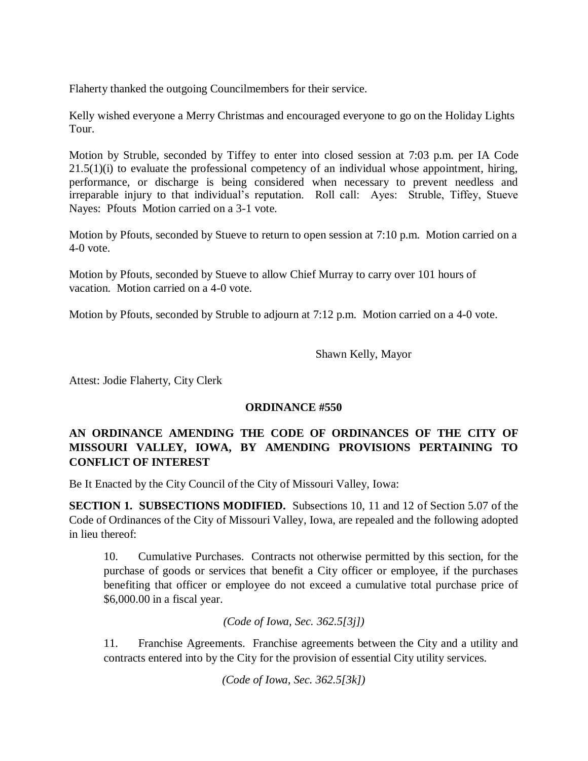Flaherty thanked the outgoing Councilmembers for their service.

Kelly wished everyone a Merry Christmas and encouraged everyone to go on the Holiday Lights Tour.

Motion by Struble, seconded by Tiffey to enter into closed session at 7:03 p.m. per IA Code 21.5(1)(i) to evaluate the professional competency of an individual whose appointment, hiring, performance, or discharge is being considered when necessary to prevent needless and irreparable injury to that individual's reputation. Roll call: Ayes: Struble, Tiffey, Stueve Nayes: Pfouts Motion carried on a 3-1 vote.

Motion by Pfouts, seconded by Stueve to return to open session at 7:10 p.m. Motion carried on a 4-0 vote.

Motion by Pfouts, seconded by Stueve to allow Chief Murray to carry over 101 hours of vacation. Motion carried on a 4-0 vote.

Motion by Pfouts, seconded by Struble to adjourn at 7:12 p.m. Motion carried on a 4-0 vote.

Shawn Kelly, Mayor

Attest: Jodie Flaherty, City Clerk

**ORDINANCE #550**

**AN ORDINANCE AMENDING THE CODE OF ORDINANCES OF THE CITY OF MISSOURI VALLEY, IOWA, BY AMENDING PROVISIONS PERTAINING TO CONFLICT OF INTEREST**

Be It Enacted by the City Council of the City of Missouri Valley, Iowa:

**SECTION 1. SUBSECTIONS MODIFIED.** Subsections 10, 11 and 12 of Section 5.07 of the Code of Ordinances of the City of Missouri Valley, Iowa, are repealed and the following adopted in lieu thereof:

> 10. Cumulative Purchases. Contracts not otherwise permitted by this section, for the purchase of goods or services that benefit a City officer or employee, if the purchases benefiting that officer or employee do not exceed a cumulative total purchase price of $6,000.00 in a fiscal year.
>
> *(Code of Iowa, Sec. 362.5[3j])*
>
> 11. Franchise Agreements. Franchise agreements between the City and a utility and contracts entered into by the City for the provision of essential City utility services.
>
> *(Code of Iowa, Sec. 362.5[3k])*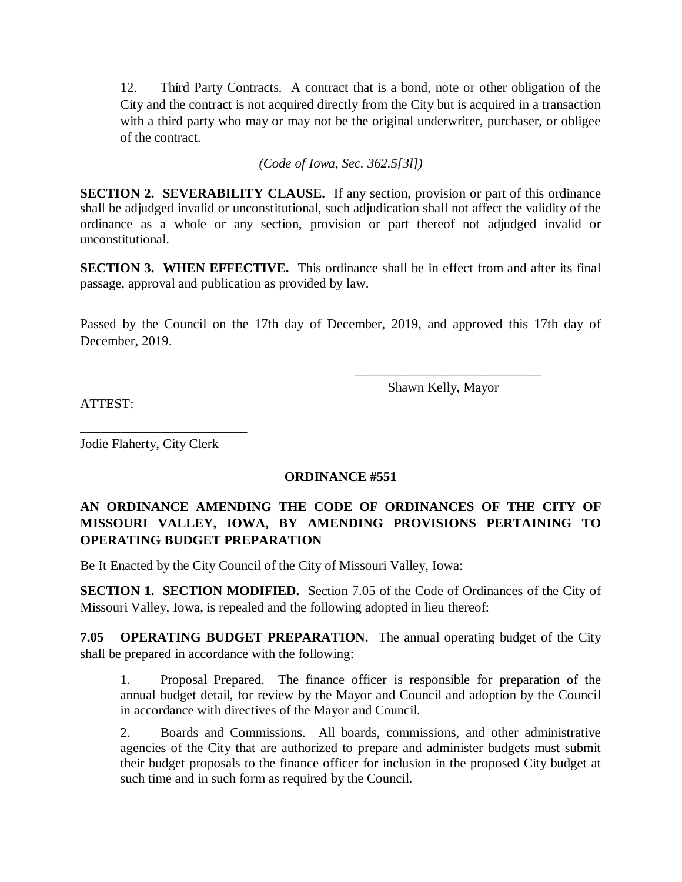12. Third Party Contracts. A contract that is a bond, note or other obligation of the City and the contract is not acquired directly from the City but is acquired in a transaction with a third party who may or may not be the original underwriter, purchaser, or obligee of the contract.

*(Code of Iowa, Sec. 362.5[3l])*

**SECTION 2. SEVERABILITY CLAUSE.** If any section, provision or part of this ordinance shall be adjudged invalid or unconstitutional, such adjudication shall not affect the validity of the ordinance as a whole or any section, provision or part thereof not adjudged invalid or unconstitutional.

**SECTION 3. WHEN EFFECTIVE.** This ordinance shall be in effect from and after its final passage, approval and publication as provided by law.

Passed by the Council on the 17th day of December, 2019, and approved this 17th day of December, 2019.

\_\_\_\_\_\_\_\_\_\_\_\_\_\_\_\_\_\_\_\_\_\_\_\_\_\_\_\_
Shawn Kelly, Mayor

ATTEST:

\_\_\_\_\_\_\_\_\_\_\_\_\_\_\_\_\_\_\_\_\_\_\_\_\_\_
Jodie Flaherty, City Clerk

**ORDINANCE #551**

**AN ORDINANCE AMENDING THE CODE OF ORDINANCES OF THE CITY OF MISSOURI VALLEY, IOWA, BY AMENDING PROVISIONS PERTAINING TO OPERATING BUDGET PREPARATION**

Be It Enacted by the City Council of the City of Missouri Valley, Iowa:

**SECTION 1. SECTION MODIFIED.** Section 7.05 of the Code of Ordinances of the City of Missouri Valley, Iowa, is repealed and the following adopted in lieu thereof:

**7.05 OPERATING BUDGET PREPARATION.** The annual operating budget of the City shall be prepared in accordance with the following:

1. Proposal Prepared. The finance officer is responsible for preparation of the annual budget detail, for review by the Mayor and Council and adoption by the Council in accordance with directives of the Mayor and Council.

2. Boards and Commissions. All boards, commissions, and other administrative agencies of the City that are authorized to prepare and administer budgets must submit their budget proposals to the finance officer for inclusion in the proposed City budget at such time and in such form as required by the Council.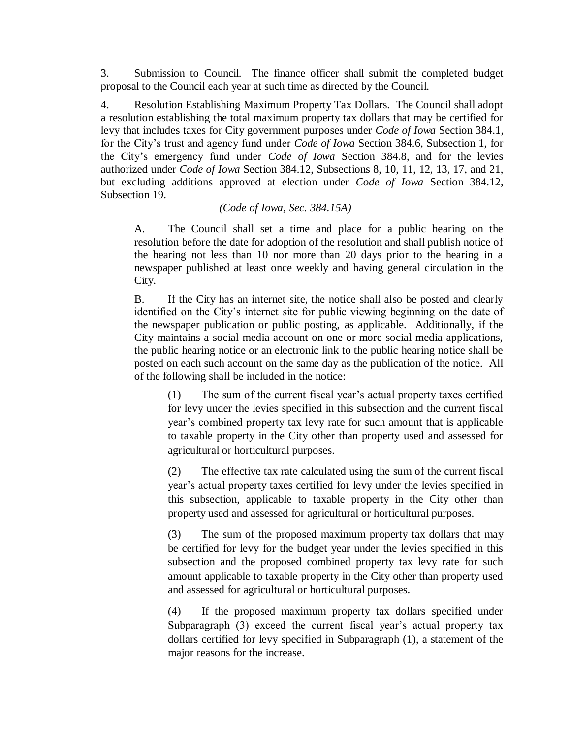3. Submission to Council. The finance officer shall submit the completed budget proposal to the Council each year at such time as directed by the Council.

4. Resolution Establishing Maximum Property Tax Dollars. The Council shall adopt a resolution establishing the total maximum property tax dollars that may be certified for levy that includes taxes for City government purposes under *Code of Iowa* Section 384.1, for the City's trust and agency fund under *Code of Iowa* Section 384.6, Subsection 1, for the City's emergency fund under *Code of Iowa* Section 384.8, and for the levies authorized under *Code of Iowa* Section 384.12, Subsections 8, 10, 11, 12, 13, 17, and 21, but excluding additions approved at election under *Code of Iowa* Section 384.12, Subsection 19.

*(Code of Iowa, Sec. 384.15A)*

A. The Council shall set a time and place for a public hearing on the resolution before the date for adoption of the resolution and shall publish notice of the hearing not less than 10 nor more than 20 days prior to the hearing in a newspaper published at least once weekly and having general circulation in the City.

B. If the City has an internet site, the notice shall also be posted and clearly identified on the City's internet site for public viewing beginning on the date of the newspaper publication or public posting, as applicable. Additionally, if the City maintains a social media account on one or more social media applications, the public hearing notice or an electronic link to the public hearing notice shall be posted on each such account on the same day as the publication of the notice. All of the following shall be included in the notice:

(1) The sum of the current fiscal year's actual property taxes certified for levy under the levies specified in this subsection and the current fiscal year's combined property tax levy rate for such amount that is applicable to taxable property in the City other than property used and assessed for agricultural or horticultural purposes.

(2) The effective tax rate calculated using the sum of the current fiscal year's actual property taxes certified for levy under the levies specified in this subsection, applicable to taxable property in the City other than property used and assessed for agricultural or horticultural purposes.

(3) The sum of the proposed maximum property tax dollars that may be certified for levy for the budget year under the levies specified in this subsection and the proposed combined property tax levy rate for such amount applicable to taxable property in the City other than property used and assessed for agricultural or horticultural purposes.

(4) If the proposed maximum property tax dollars specified under Subparagraph (3) exceed the current fiscal year's actual property tax dollars certified for levy specified in Subparagraph (1), a statement of the major reasons for the increase.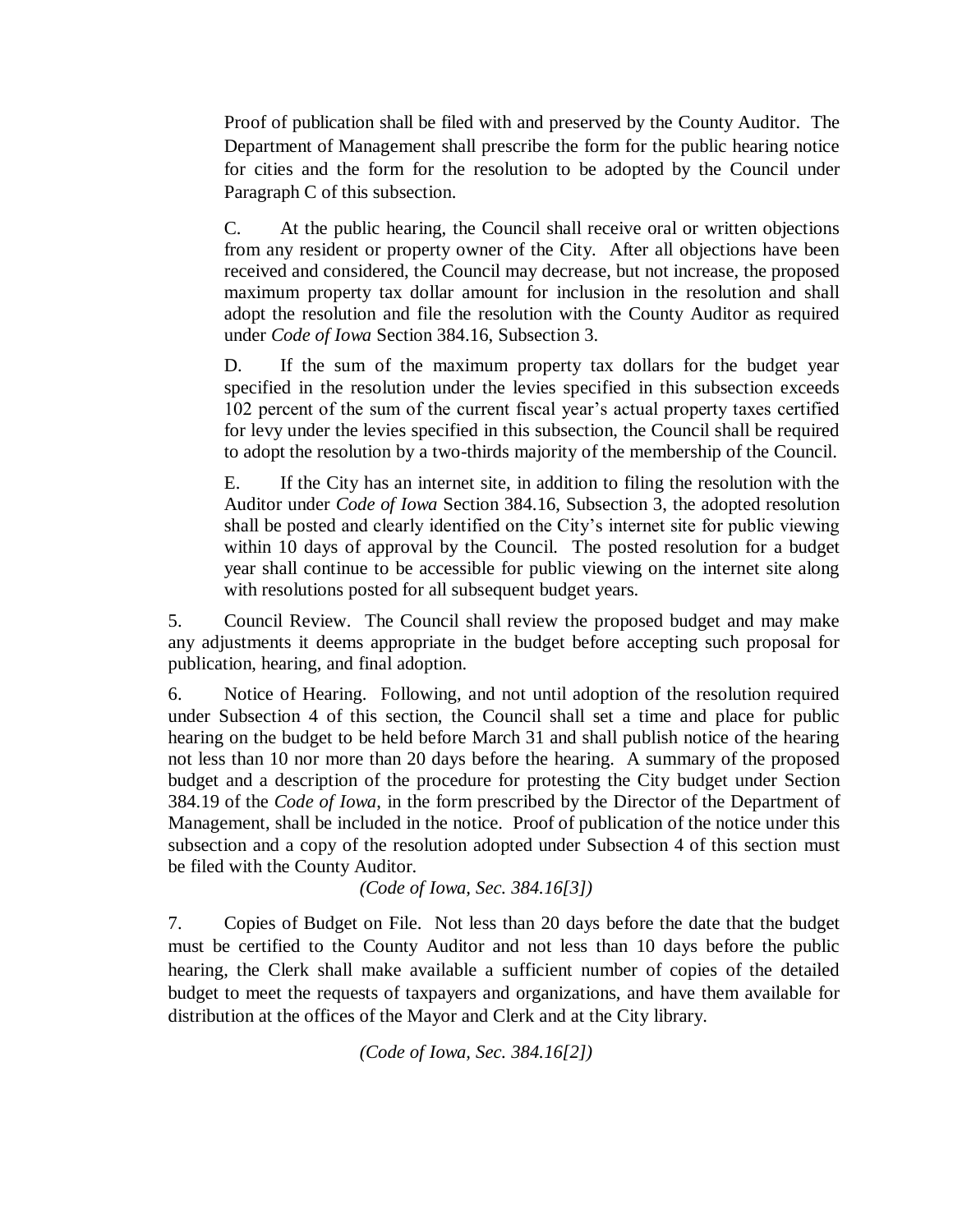Proof of publication shall be filed with and preserved by the County Auditor. The Department of Management shall prescribe the form for the public hearing notice for cities and the form for the resolution to be adopted by the Council under Paragraph C of this subsection.

C. At the public hearing, the Council shall receive oral or written objections from any resident or property owner of the City. After all objections have been received and considered, the Council may decrease, but not increase, the proposed maximum property tax dollar amount for inclusion in the resolution and shall adopt the resolution and file the resolution with the County Auditor as required under *Code of Iowa* Section 384.16, Subsection 3.

D. If the sum of the maximum property tax dollars for the budget year specified in the resolution under the levies specified in this subsection exceeds 102 percent of the sum of the current fiscal year's actual property taxes certified for levy under the levies specified in this subsection, the Council shall be required to adopt the resolution by a two-thirds majority of the membership of the Council.

E. If the City has an internet site, in addition to filing the resolution with the Auditor under *Code of Iowa* Section 384.16, Subsection 3, the adopted resolution shall be posted and clearly identified on the City's internet site for public viewing within 10 days of approval by the Council. The posted resolution for a budget year shall continue to be accessible for public viewing on the internet site along with resolutions posted for all subsequent budget years.

5. Council Review. The Council shall review the proposed budget and may make any adjustments it deems appropriate in the budget before accepting such proposal for publication, hearing, and final adoption.

6. Notice of Hearing. Following, and not until adoption of the resolution required under Subsection 4 of this section, the Council shall set a time and place for public hearing on the budget to be held before March 31 and shall publish notice of the hearing not less than 10 nor more than 20 days before the hearing. A summary of the proposed budget and a description of the procedure for protesting the City budget under Section 384.19 of the *Code of Iowa*, in the form prescribed by the Director of the Department of Management, shall be included in the notice. Proof of publication of the notice under this subsection and a copy of the resolution adopted under Subsection 4 of this section must be filed with the County Auditor.

*(Code of Iowa, Sec. 384.16[3])*

7. Copies of Budget on File. Not less than 20 days before the date that the budget must be certified to the County Auditor and not less than 10 days before the public hearing, the Clerk shall make available a sufficient number of copies of the detailed budget to meet the requests of taxpayers and organizations, and have them available for distribution at the offices of the Mayor and Clerk and at the City library.

*(Code of Iowa, Sec. 384.16[2])*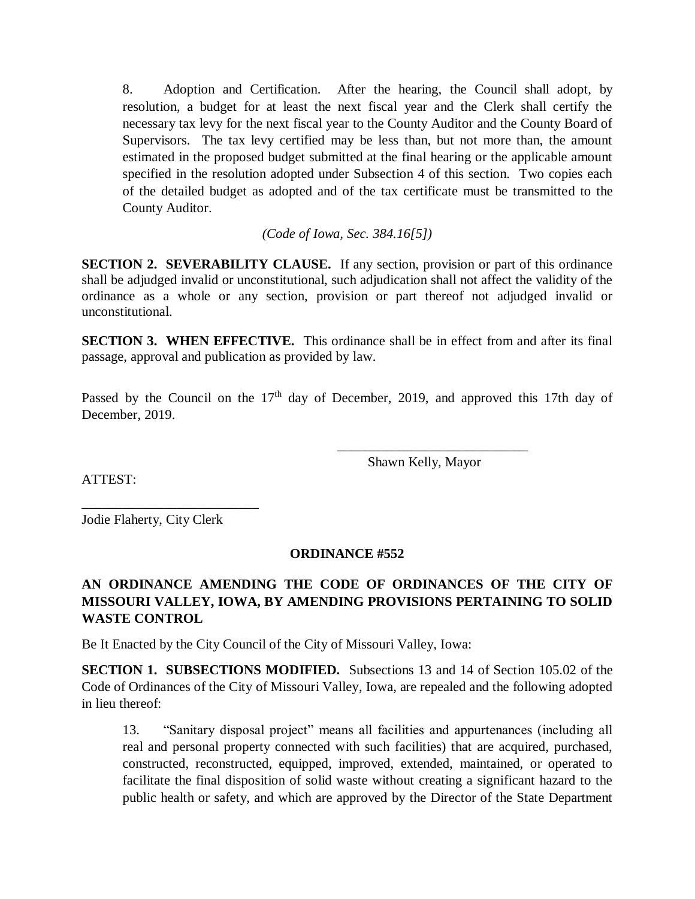8. Adoption and Certification. After the hearing, the Council shall adopt, by resolution, a budget for at least the next fiscal year and the Clerk shall certify the necessary tax levy for the next fiscal year to the County Auditor and the County Board of Supervisors. The tax levy certified may be less than, but not more than, the amount estimated in the proposed budget submitted at the final hearing or the applicable amount specified in the resolution adopted under Subsection 4 of this section. Two copies each of the detailed budget as adopted and of the tax certificate must be transmitted to the County Auditor.

*(Code of Iowa, Sec. 384.16[5])*

**SECTION 2. SEVERABILITY CLAUSE.** If any section, provision or part of this ordinance shall be adjudged invalid or unconstitutional, such adjudication shall not affect the validity of the ordinance as a whole or any section, provision or part thereof not adjudged invalid or unconstitutional.

**SECTION 3. WHEN EFFECTIVE.** This ordinance shall be in effect from and after its final passage, approval and publication as provided by law.

Passed by the Council on the 17th day of December, 2019, and approved this 17th day of December, 2019.

\_\_\_\_\_\_\_\_\_\_\_\_\_\_\_\_\_\_\_\_\_\_\_\_\_\_\_\_
Shawn Kelly, Mayor

ATTEST:

\_\_\_\_\_\_\_\_\_\_\_\_\_\_\_\_\_\_\_\_\_\_\_\_\_\_\_\_
Jodie Flaherty, City Clerk

**ORDINANCE #552**

**AN ORDINANCE AMENDING THE CODE OF ORDINANCES OF THE CITY OF MISSOURI VALLEY, IOWA, BY AMENDING PROVISIONS PERTAINING TO SOLID WASTE CONTROL**

Be It Enacted by the City Council of the City of Missouri Valley, Iowa:

**SECTION 1. SUBSECTIONS MODIFIED.** Subsections 13 and 14 of Section 105.02 of the Code of Ordinances of the City of Missouri Valley, Iowa, are repealed and the following adopted in lieu thereof:

13. "Sanitary disposal project" means all facilities and appurtenances (including all real and personal property connected with such facilities) that are acquired, purchased, constructed, reconstructed, equipped, improved, extended, maintained, or operated to facilitate the final disposition of solid waste without creating a significant hazard to the public health or safety, and which are approved by the Director of the State Department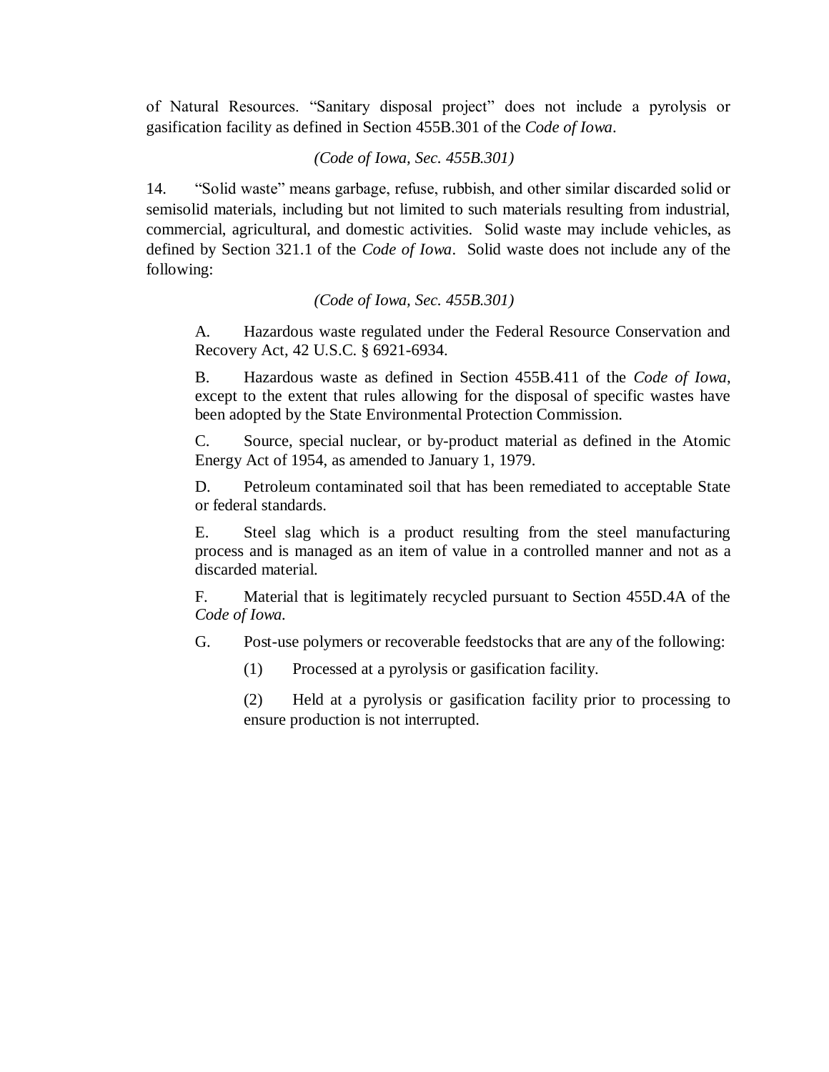of Natural Resources. "Sanitary disposal project" does not include a pyrolysis or gasification facility as defined in Section 455B.301 of the *Code of Iowa*.

*(Code of Iowa, Sec. 455B.301)*

14. "Solid waste" means garbage, refuse, rubbish, and other similar discarded solid or semisolid materials, including but not limited to such materials resulting from industrial, commercial, agricultural, and domestic activities. Solid waste may include vehicles, as defined by Section 321.1 of the *Code of Iowa*. Solid waste does not include any of the following:

*(Code of Iowa, Sec. 455B.301)*

A. Hazardous waste regulated under the Federal Resource Conservation and Recovery Act, 42 U.S.C. § 6921-6934.

B. Hazardous waste as defined in Section 455B.411 of the *Code of Iowa*, except to the extent that rules allowing for the disposal of specific wastes have been adopted by the State Environmental Protection Commission.

C. Source, special nuclear, or by-product material as defined in the Atomic Energy Act of 1954, as amended to January 1, 1979.

D. Petroleum contaminated soil that has been remediated to acceptable State or federal standards.

E. Steel slag which is a product resulting from the steel manufacturing process and is managed as an item of value in a controlled manner and not as a discarded material.

F. Material that is legitimately recycled pursuant to Section 455D.4A of the *Code of Iowa.*

G. Post-use polymers or recoverable feedstocks that are any of the following:

(1) Processed at a pyrolysis or gasification facility.

(2) Held at a pyrolysis or gasification facility prior to processing to ensure production is not interrupted.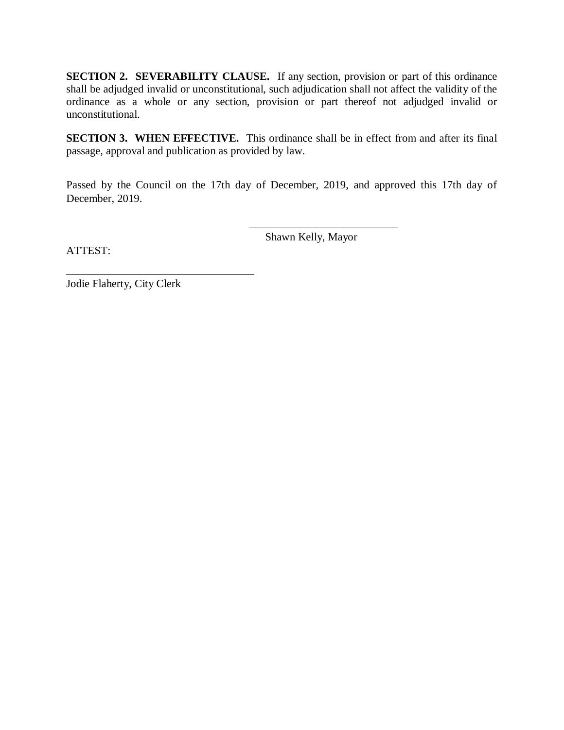**SECTION 2. SEVERABILITY CLAUSE.** If any section, provision or part of this ordinance shall be adjudged invalid or unconstitutional, such adjudication shall not affect the validity of the ordinance as a whole or any section, provision or part thereof not adjudged invalid or unconstitutional.

**SECTION 3. WHEN EFFECTIVE.** This ordinance shall be in effect from and after its final passage, approval and publication as provided by law.

Passed by the Council on the 17th day of December, 2019, and approved this 17th day of December, 2019.

\_\_\_\_\_\_\_\_\_\_\_\_\_\_\_\_\_\_\_\_\_\_\_\_\_\_\_\_
Shawn Kelly, Mayor

ATTEST:

\_\_\_\_\_\_\_\_\_\_\_\_\_\_\_\_\_\_\_\_\_\_\_\_\_\_\_\_\_\_\_\_\_\_\_
Jodie Flaherty, City Clerk